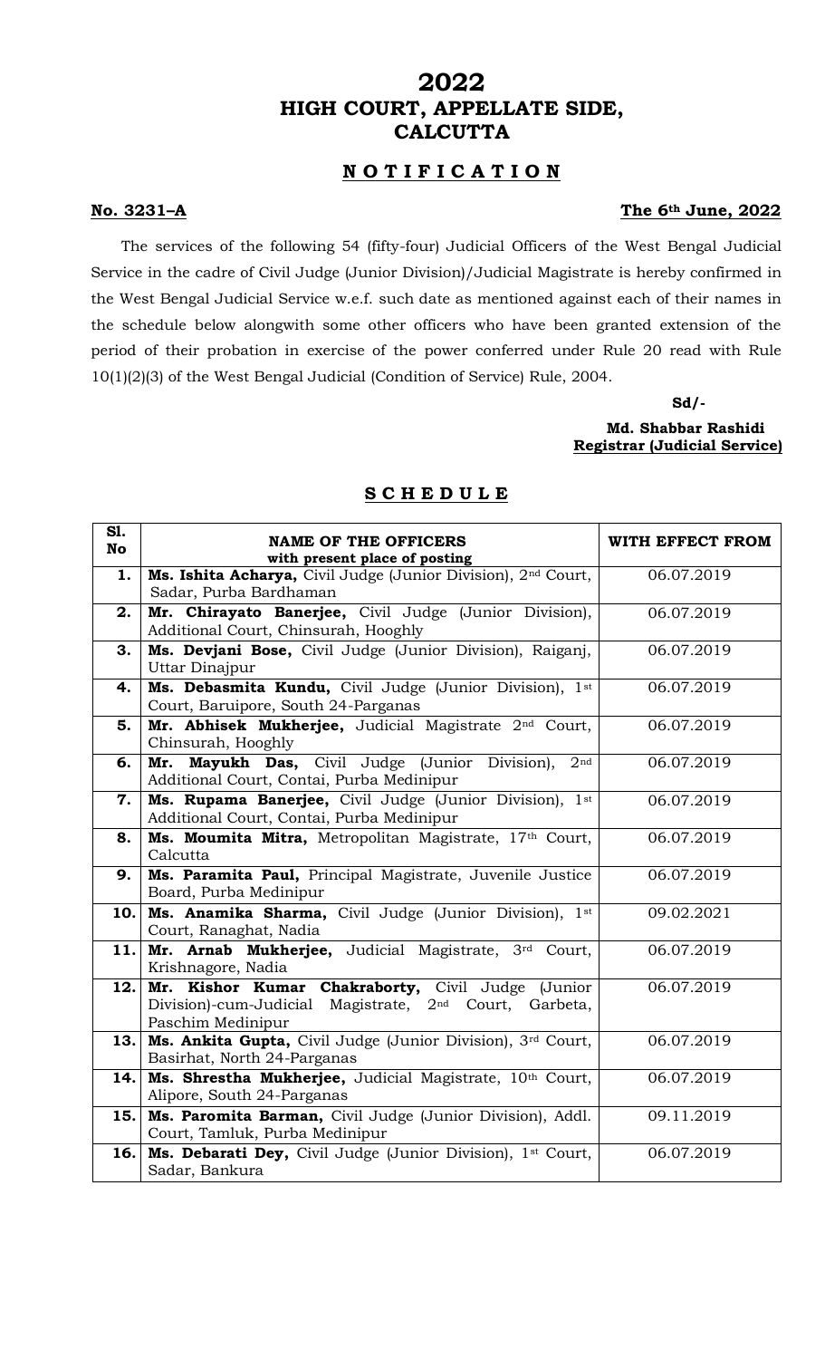# 2022
# HIGH COURT, APPELLATE SIDE, CALCUTTA

## N O T I F I C A T I O N

**No. 3231–A** **The 6th June, 2022**

The services of the following 54 (fifty-four) Judicial Officers of the West Bengal Judicial Service in the cadre of Civil Judge (Junior Division)/Judicial Magistrate is hereby confirmed in the West Bengal Judicial Service w.e.f. such date as mentioned against each of their names in the schedule below alongwith some other officers who have been granted extension of the period of their probation in exercise of the power conferred under Rule 20 read with Rule 10(1)(2)(3) of the West Bengal Judicial (Condition of Service) Rule, 2004.

**Sd/-**

**Md. Shabbar Rashidi**
**Registrar (Judicial Service)**

## S C H E D U L E

| Sl. No | NAME OF THE OFFICERS with present place of posting | WITH EFFECT FROM |
|---|---|---|
| 1. | **Ms. Ishita Acharya,** Civil Judge (Junior Division), 2nd Court, Sadar, Purba Bardhaman | 06.07.2019 |
| 2. | **Mr. Chirayato Banerjee,** Civil Judge (Junior Division), Additional Court, Chinsurah, Hooghly | 06.07.2019 |
| 3. | **Ms. Devjani Bose,** Civil Judge (Junior Division), Raiganj, Uttar Dinajpur | 06.07.2019 |
| 4. | **Ms. Debasmita Kundu,** Civil Judge (Junior Division), 1st Court, Baruipore, South 24-Parganas | 06.07.2019 |
| 5. | **Mr. Abhisek Mukherjee,** Judicial Magistrate 2nd Court, Chinsurah, Hooghly | 06.07.2019 |
| 6. | **Mr. Mayukh Das,** Civil Judge (Junior Division), 2nd Additional Court, Contai, Purba Medinipur | 06.07.2019 |
| 7. | **Ms. Rupama Banerjee,** Civil Judge (Junior Division), 1st Additional Court, Contai, Purba Medinipur | 06.07.2019 |
| 8. | **Ms. Moumita Mitra,** Metropolitan Magistrate, 17th Court, Calcutta | 06.07.2019 |
| 9. | **Ms. Paramita Paul,** Principal Magistrate, Juvenile Justice Board, Purba Medinipur | 06.07.2019 |
| 10. | **Ms. Anamika Sharma,** Civil Judge (Junior Division), 1st Court, Ranaghat, Nadia | 09.02.2021 |
| 11. | **Mr. Arnab Mukherjee,** Judicial Magistrate, 3rd Court, Krishnagore, Nadia | 06.07.2019 |
| 12. | **Mr. Kishor Kumar Chakraborty,** Civil Judge (Junior Division)-cum-Judicial Magistrate, 2nd Court, Garbeta, Paschim Medinipur | 06.07.2019 |
| 13. | **Ms. Ankita Gupta,** Civil Judge (Junior Division), 3rd Court, Basirhat, North 24-Parganas | 06.07.2019 |
| 14. | **Ms. Shrestha Mukherjee,** Judicial Magistrate, 10th Court, Alipore, South 24-Parganas | 06.07.2019 |
| 15. | **Ms. Paromita Barman,** Civil Judge (Junior Division), Addl. Court, Tamluk, Purba Medinipur | 09.11.2019 |
| 16. | **Ms. Debarati Dey,** Civil Judge (Junior Division), 1st Court, Sadar, Bankura | 06.07.2019 |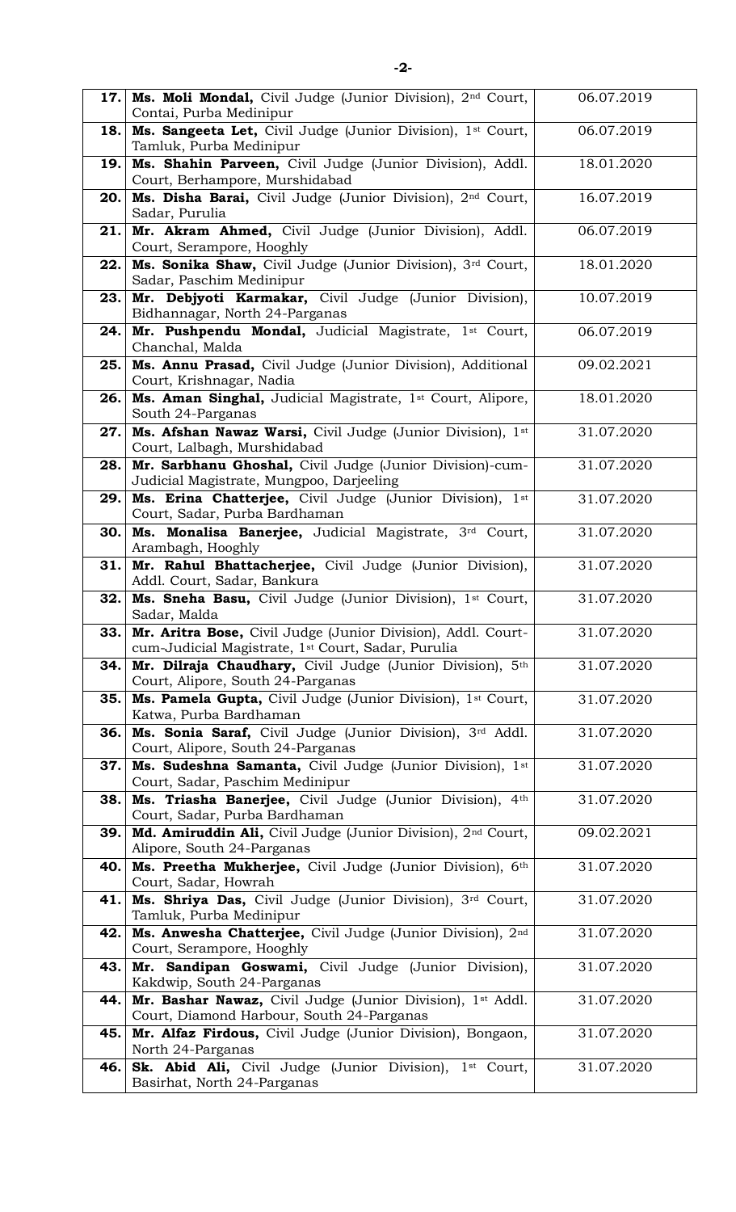| | | |
|---|---|---|
| 17. | **Ms. Moli Mondal,** Civil Judge (Junior Division), 2nd Court, Contai, Purba Medinipur | 06.07.2019 |
| 18. | **Ms. Sangeeta Let,** Civil Judge (Junior Division), 1st Court, Tamluk, Purba Medinipur | 06.07.2019 |
| 19. | **Ms. Shahin Parveen,** Civil Judge (Junior Division), Addl. Court, Berhampore, Murshidabad | 18.01.2020 |
| 20. | **Ms. Disha Barai,** Civil Judge (Junior Division), 2nd Court, Sadar, Purulia | 16.07.2019 |
| 21. | **Mr. Akram Ahmed,** Civil Judge (Junior Division), Addl. Court, Serampore, Hooghly | 06.07.2019 |
| 22. | **Ms. Sonika Shaw,** Civil Judge (Junior Division), 3rd Court, Sadar, Paschim Medinipur | 18.01.2020 |
| 23. | **Mr. Debjyoti Karmakar,** Civil Judge (Junior Division), Bidhannagar, North 24-Parganas | 10.07.2019 |
| 24. | **Mr. Pushpendu Mondal,** Judicial Magistrate, 1st Court, Chanchal, Malda | 06.07.2019 |
| 25. | **Ms. Annu Prasad,** Civil Judge (Junior Division), Additional Court, Krishnagar, Nadia | 09.02.2021 |
| 26. | **Ms. Aman Singhal,** Judicial Magistrate, 1st Court, Alipore, South 24-Parganas | 18.01.2020 |
| 27. | **Ms. Afshan Nawaz Warsi,** Civil Judge (Junior Division), 1st Court, Lalbagh, Murshidabad | 31.07.2020 |
| 28. | **Mr. Sarbhanu Ghoshal,** Civil Judge (Junior Division)-cum-Judicial Magistrate, Mungpoo, Darjeeling | 31.07.2020 |
| 29. | **Ms. Erina Chatterjee,** Civil Judge (Junior Division), 1st Court, Sadar, Purba Bardhaman | 31.07.2020 |
| 30. | **Ms. Monalisa Banerjee,** Judicial Magistrate, 3rd Court, Arambagh, Hooghly | 31.07.2020 |
| 31. | **Mr. Rahul Bhattacherjee,** Civil Judge (Junior Division), Addl. Court, Sadar, Bankura | 31.07.2020 |
| 32. | **Ms. Sneha Basu,** Civil Judge (Junior Division), 1st Court, Sadar, Malda | 31.07.2020 |
| 33. | **Mr. Aritra Bose,** Civil Judge (Junior Division), Addl. Court-cum-Judicial Magistrate, 1st Court, Sadar, Purulia | 31.07.2020 |
| 34. | **Mr. Dilraja Chaudhary,** Civil Judge (Junior Division), 5th Court, Alipore, South 24-Parganas | 31.07.2020 |
| 35. | **Ms. Pamela Gupta,** Civil Judge (Junior Division), 1st Court, Katwa, Purba Bardhaman | 31.07.2020 |
| 36. | **Ms. Sonia Saraf,** Civil Judge (Junior Division), 3rd Addl. Court, Alipore, South 24-Parganas | 31.07.2020 |
| 37. | **Ms. Sudeshna Samanta,** Civil Judge (Junior Division), 1st Court, Sadar, Paschim Medinipur | 31.07.2020 |
| 38. | **Ms. Triasha Banerjee,** Civil Judge (Junior Division), 4th Court, Sadar, Purba Bardhaman | 31.07.2020 |
| 39. | **Md. Amiruddin Ali,** Civil Judge (Junior Division), 2nd Court, Alipore, South 24-Parganas | 09.02.2021 |
| 40. | **Ms. Preetha Mukherjee,** Civil Judge (Junior Division), 6th Court, Sadar, Howrah | 31.07.2020 |
| 41. | **Ms. Shriya Das,** Civil Judge (Junior Division), 3rd Court, Tamluk, Purba Medinipur | 31.07.2020 |
| 42. | **Ms. Anwesha Chatterjee,** Civil Judge (Junior Division), 2nd Court, Serampore, Hooghly | 31.07.2020 |
| 43. | **Mr. Sandipan Goswami,** Civil Judge (Junior Division), Kakdwip, South 24-Parganas | 31.07.2020 |
| 44. | **Mr. Bashar Nawaz,** Civil Judge (Junior Division), 1st Addl. Court, Diamond Harbour, South 24-Parganas | 31.07.2020 |
| 45. | **Mr. Alfaz Firdous,** Civil Judge (Junior Division), Bongaon, North 24-Parganas | 31.07.2020 |
| 46. | **Sk. Abid Ali,** Civil Judge (Junior Division), 1st Court, Basirhat, North 24-Parganas | 31.07.2020 |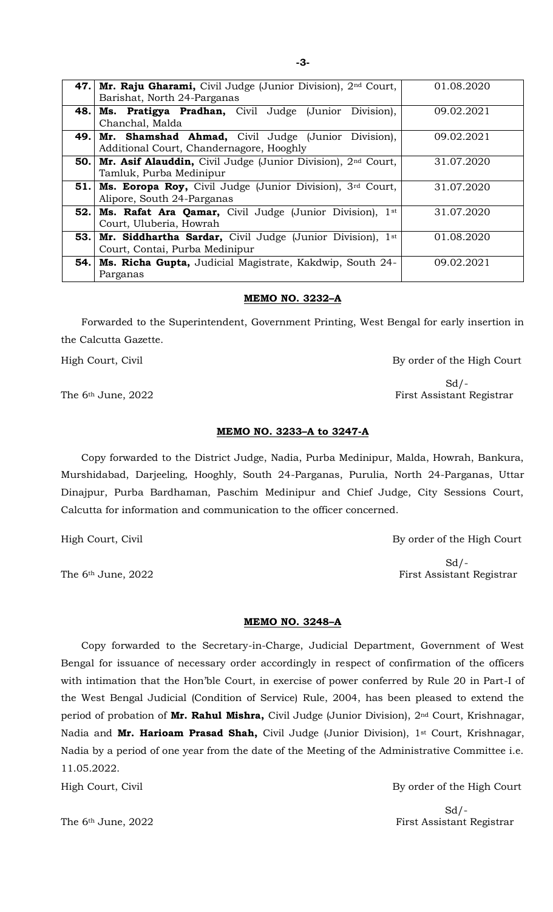| | | |
|---|---|---|
| **47.** | **Mr. Raju Gharami,** Civil Judge (Junior Division), 2nd Court, Barishat, North 24-Parganas | 01.08.2020 |
| **48.** | **Ms. Pratigya Pradhan,** Civil Judge (Junior Division), Chanchal, Malda | 09.02.2021 |
| **49.** | **Mr. Shamshad Ahmad,** Civil Judge (Junior Division), Additional Court, Chandernagore, Hooghly | 09.02.2021 |
| **50.** | **Mr. Asif Alauddin,** Civil Judge (Junior Division), 2nd Court, Tamluk, Purba Medinipur | 31.07.2020 |
| **51.** | **Ms. Eoropa Roy,** Civil Judge (Junior Division), 3rd Court, Alipore, South 24-Parganas | 31.07.2020 |
| **52.** | **Ms. Rafat Ara Qamar,** Civil Judge (Junior Division), 1st Court, Uluberia, Howrah | 31.07.2020 |
| **53.** | **Mr. Siddhartha Sardar,** Civil Judge (Junior Division), 1st Court, Contai, Purba Medinipur | 01.08.2020 |
| **54.** | **Ms. Richa Gupta,** Judicial Magistrate, Kakdwip, South 24-Parganas | 09.02.2021 |

**MEMO NO. 3232–A**

Forwarded to the Superintendent, Government Printing, West Bengal for early insertion in the Calcutta Gazette.

High Court, Civil

By order of the High Court

Sd/-

The 6th June, 2022

First Assistant Registrar

**MEMO NO. 3233–A to 3247-A**

Copy forwarded to the District Judge, Nadia, Purba Medinipur, Malda, Howrah, Bankura, Murshidabad, Darjeeling, Hooghly, South 24-Parganas, Purulia, North 24-Parganas, Uttar Dinajpur, Purba Bardhaman, Paschim Medinipur and Chief Judge, City Sessions Court, Calcutta for information and communication to the officer concerned.

High Court, Civil

By order of the High Court

Sd/-

The 6th June, 2022

First Assistant Registrar

**MEMO NO. 3248–A**

Copy forwarded to the Secretary-in-Charge, Judicial Department, Government of West Bengal for issuance of necessary order accordingly in respect of confirmation of the officers with intimation that the Hon'ble Court, in exercise of power conferred by Rule 20 in Part-I of the West Bengal Judicial (Condition of Service) Rule, 2004, has been pleased to extend the period of probation of **Mr. Rahul Mishra,** Civil Judge (Junior Division), 2nd Court, Krishnagar, Nadia and **Mr. Harioam Prasad Shah,** Civil Judge (Junior Division), 1st Court, Krishnagar, Nadia by a period of one year from the date of the Meeting of the Administrative Committee i.e. 11.05.2022.

High Court, Civil

By order of the High Court

Sd/-

The 6th June, 2022

First Assistant Registrar